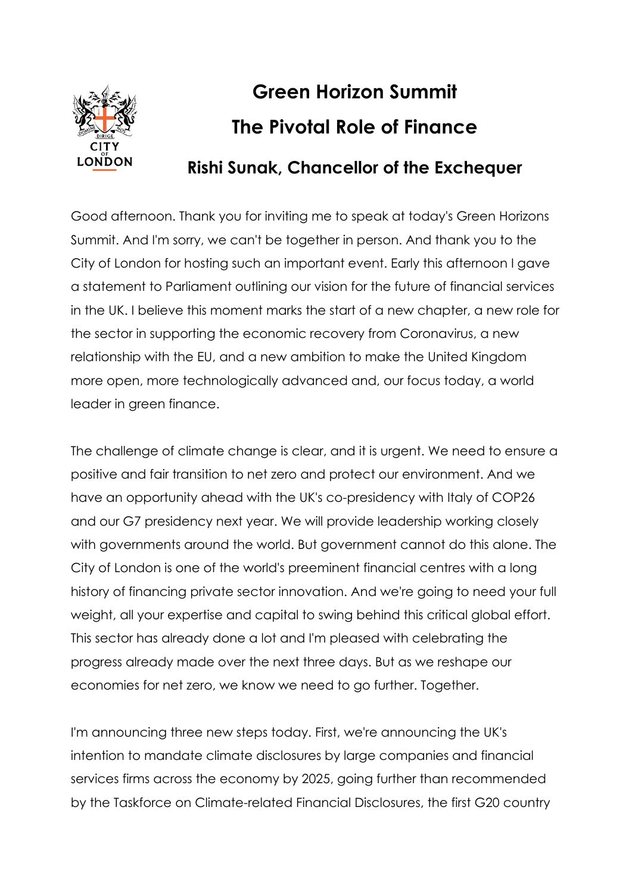# Green Horizon Summit

## The Pivotal Role of Finance

### Rishi Sunak, Chancellor of the Exchequer

Good afternoon. Thank you for inviting me to speak at today's Green Horizons Summit. And I'm sorry, we can't be together in person. And thank you to the City of London for hosting such an important event. Early this afternoon I gave a statement to Parliament outlining our vision for the future of financial services in the UK. I believe this moment marks the start of a new chapter, a new role for the sector in supporting the economic recovery from Coronavirus, a new relationship with the EU, and a new ambition to make the United Kingdom more open, more technologically advanced and, our focus today, a world leader in green finance.

The challenge of climate change is clear, and it is urgent. We need to ensure a positive and fair transition to net zero and protect our environment. And we have an opportunity ahead with the UK's co-presidency with Italy of COP26 and our G7 presidency next year. We will provide leadership working closely with governments around the world. But government cannot do this alone. The City of London is one of the world's preeminent financial centres with a long history of financing private sector innovation. And we're going to need your full weight, all your expertise and capital to swing behind this critical global effort. This sector has already done a lot and I'm pleased with celebrating the progress already made over the next three days. But as we reshape our economies for net zero, we know we need to go further. Together.

I'm announcing three new steps today. First, we're announcing the UK's intention to mandate climate disclosures by large companies and financial services firms across the economy by 2025, going further than recommended by the Taskforce on Climate-related Financial Disclosures, the first G20 country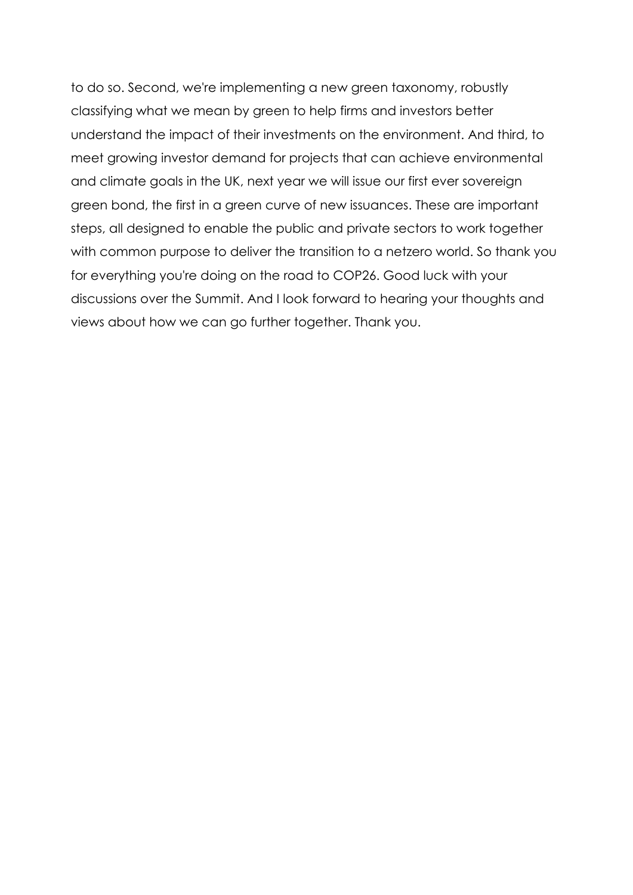to do so. Second, we're implementing a new green taxonomy, robustly classifying what we mean by green to help firms and investors better understand the impact of their investments on the environment. And third, to meet growing investor demand for projects that can achieve environmental and climate goals in the UK, next year we will issue our first ever sovereign green bond, the first in a green curve of new issuances. These are important steps, all designed to enable the public and private sectors to work together with common purpose to deliver the transition to a netzero world. So thank you for everything you're doing on the road to COP26. Good luck with your discussions over the Summit. And I look forward to hearing your thoughts and views about how we can go further together. Thank you.